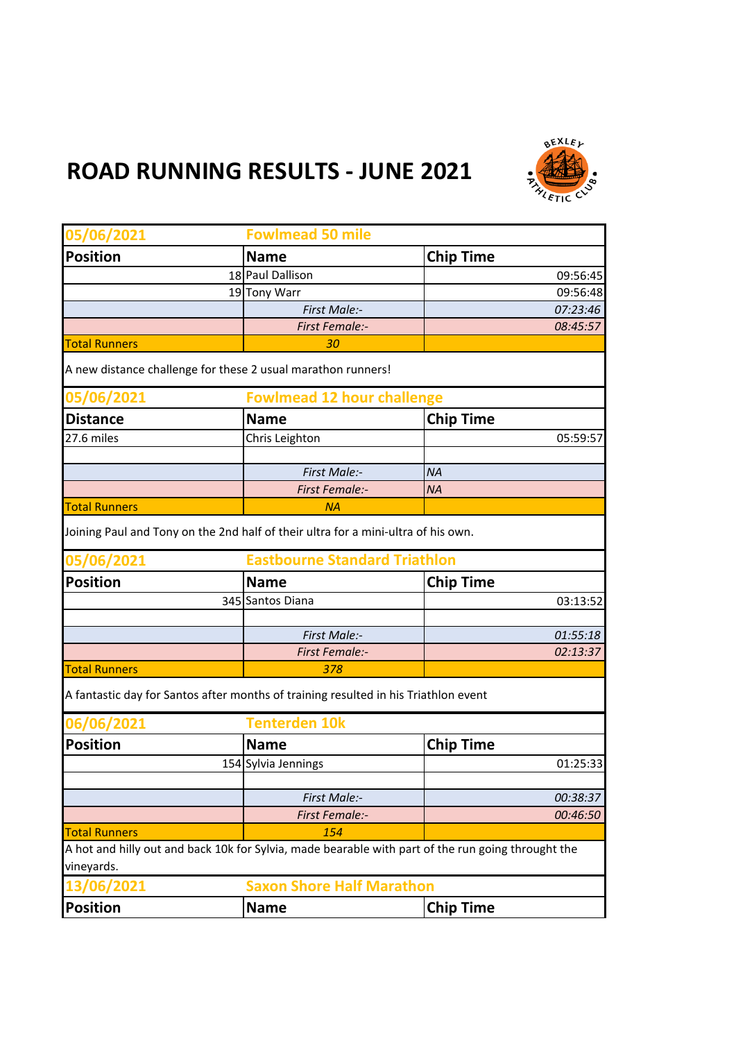# ROAD RUNNING RESULTS - JUNE 2021

| 05/06/2021 | Fowlmead 50 mile | |
|---|---|---|
| **Position** | **Name** | **Chip Time** |
| 18 | Paul Dallison | 09:56:45 |
| 19 | Tony Warr | 09:56:48 |
| | *First Male:-* | *07:23:46* |
| | *First Female:-* | *08:45:57* |
| Total Runners | *30* | |

A new distance challenge for these 2 usual marathon runners!

| 05/06/2021 | Fowlmead 12 hour challenge | |
|---|---|---|
| **Distance** | **Name** | **Chip Time** |
| 27.6 miles | Chris Leighton | 05:59:57 |
| | | |
| | *First Male:-* | *NA* |
| | *First Female:-* | *NA* |
| Total Runners | *NA* | |

Joining Paul and Tony on the 2nd half of their ultra for a mini-ultra of his own.

| 05/06/2021 | Eastbourne Standard Triathlon | |
|---|---|---|
| **Position** | **Name** | **Chip Time** |
| 345 | Santos Diana | 03:13:52 |
| | | |
| | *First Male:-* | *01:55:18* |
| | *First Female:-* | *02:13:37* |
| Total Runners | *378* | |

A fantastic day for Santos after months of training resulted in his Triathlon event

| 06/06/2021 | Tenterden 10k | |
|---|---|---|
| **Position** | **Name** | **Chip Time** |
| 154 | Sylvia Jennings | 01:25:33 |
| | | |
| | *First Male:-* | *00:38:37* |
| | *First Female:-* | *00:46:50* |
| Total Runners | *154* | |

A hot and hilly out and back 10k for Sylvia, made bearable with part of the run going throught the vineyards.

| 13/06/2021 | Saxon Shore Half Marathon | |
|---|---|---|
| **Position** | **Name** | **Chip Time** |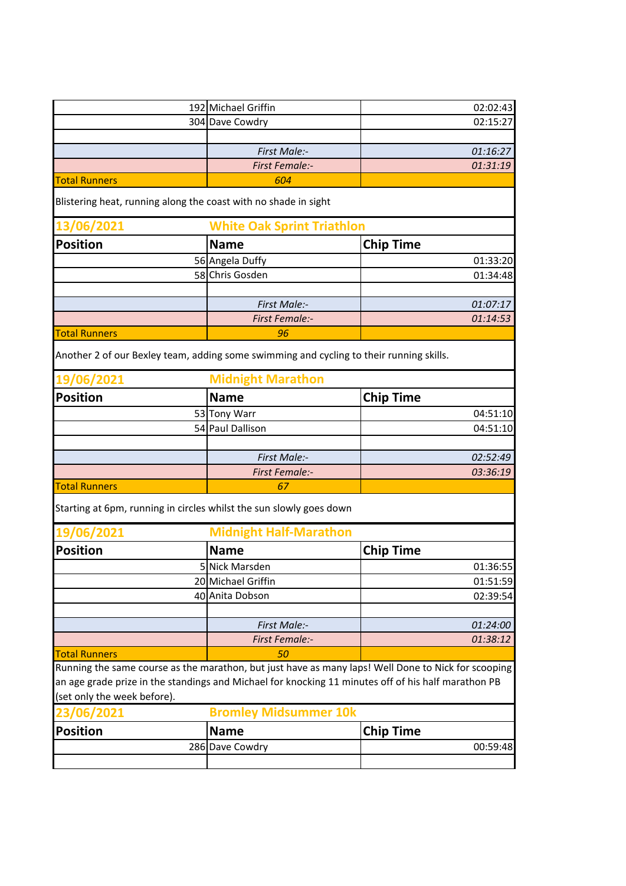| | | |
|---|---|---|
| 192 | Michael Griffin | 02:02:43 |
| 304 | Dave Cowdry | 02:15:27 |
| | | |
| | *First Male:-* | *01:16:27* |
| | *First Female:-* | *01:31:19* |
| Total Runners | *604* | |

Blistering heat, running along the coast with no shade in sight

## 13/06/2021 White Oak Sprint Triathlon

| Position | Name | Chip Time |
|---|---|---|
| 56 | Angela Duffy | 01:33:20 |
| 58 | Chris Gosden | 01:34:48 |
| | | |
| | *First Male:-* | *01:07:17* |
| | *First Female:-* | *01:14:53* |
| Total Runners | *96* | |

Another 2 of our Bexley team, adding some swimming and cycling to their running skills.

## 19/06/2021 Midnight Marathon

| Position | Name | Chip Time |
|---|---|---|
| 53 | Tony Warr | 04:51:10 |
| 54 | Paul Dallison | 04:51:10 |
| | | |
| | *First Male:-* | *02:52:49* |
| | *First Female:-* | *03:36:19* |
| Total Runners | *67* | |

Starting at 6pm, running in circles whilst the sun slowly goes down

## 19/06/2021 Midnight Half-Marathon

| Position | Name | Chip Time |
|---|---|---|
| 5 | Nick Marsden | 01:36:55 |
| 20 | Michael Griffin | 01:51:59 |
| 40 | Anita Dobson | 02:39:54 |
| | | |
| | *First Male:-* | *01:24:00* |
| | *First Female:-* | *01:38:12* |
| Total Runners | *50* | |

Running the same course as the marathon, but just have as many laps! Well Done to Nick for scooping an age grade prize in the standings and Michael for knocking 11 minutes off of his half marathon PB (set only the week before).

## 23/06/2021 Bromley Midsummer 10k

| Position | Name | Chip Time |
|---|---|---|
| 286 | Dave Cowdry | 00:59:48 |
| | | |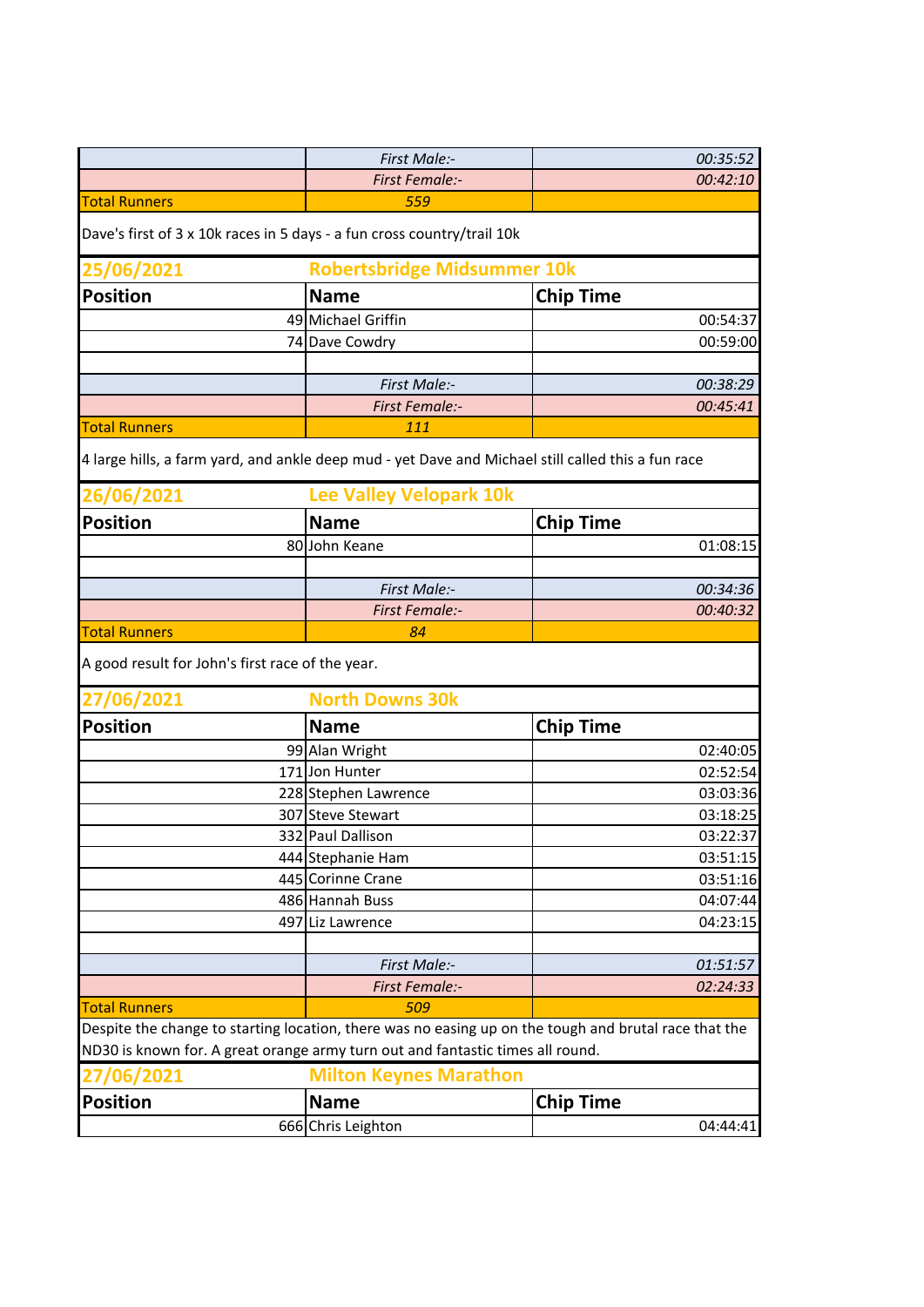| | *First Male:-* | *00:35:52* |
|---|---|---|
| | *First Female:-* | *00:42:10* |
| Total Runners | *559* | |

Dave's first of 3 x 10k races in 5 days - a fun cross country/trail 10k

## 25/06/2021 Robertsbridge Midsummer 10k

| Position | Name | Chip Time |
|---|---|---|
| 49 | Michael Griffin | 00:54:37 |
| 74 | Dave Cowdry | 00:59:00 |
| | | |
| | *First Male:-* | *00:38:29* |
| | *First Female:-* | *00:45:41* |
| Total Runners | *111* | |

4 large hills, a farm yard, and ankle deep mud - yet Dave and Michael still called this a fun race

## 26/06/2021 Lee Valley Velopark 10k

| Position | Name | Chip Time |
|---|---|---|
| 80 | John Keane | 01:08:15 |
| | | |
| | *First Male:-* | *00:34:36* |
| | *First Female:-* | *00:40:32* |
| Total Runners | *84* | |

A good result for John's first race of the year.

## 27/06/2021 North Downs 30k

| Position | Name | Chip Time |
|---|---|---|
| 99 | Alan Wright | 02:40:05 |
| 171 | Jon Hunter | 02:52:54 |
| 228 | Stephen Lawrence | 03:03:36 |
| 307 | Steve Stewart | 03:18:25 |
| 332 | Paul Dallison | 03:22:37 |
| 444 | Stephanie Ham | 03:51:15 |
| 445 | Corinne Crane | 03:51:16 |
| 486 | Hannah Buss | 04:07:44 |
| 497 | Liz Lawrence | 04:23:15 |
| | | |
| | *First Male:-* | *01:51:57* |
| | *First Female:-* | *02:24:33* |
| Total Runners | *509* | |

Despite the change to starting location, there was no easing up on the tough and brutal race that the ND30 is known for. A great orange army turn out and fantastic times all round.

## 27/06/2021 Milton Keynes Marathon

| Position | Name | Chip Time |
|---|---|---|
| 666 | Chris Leighton | 04:44:41 |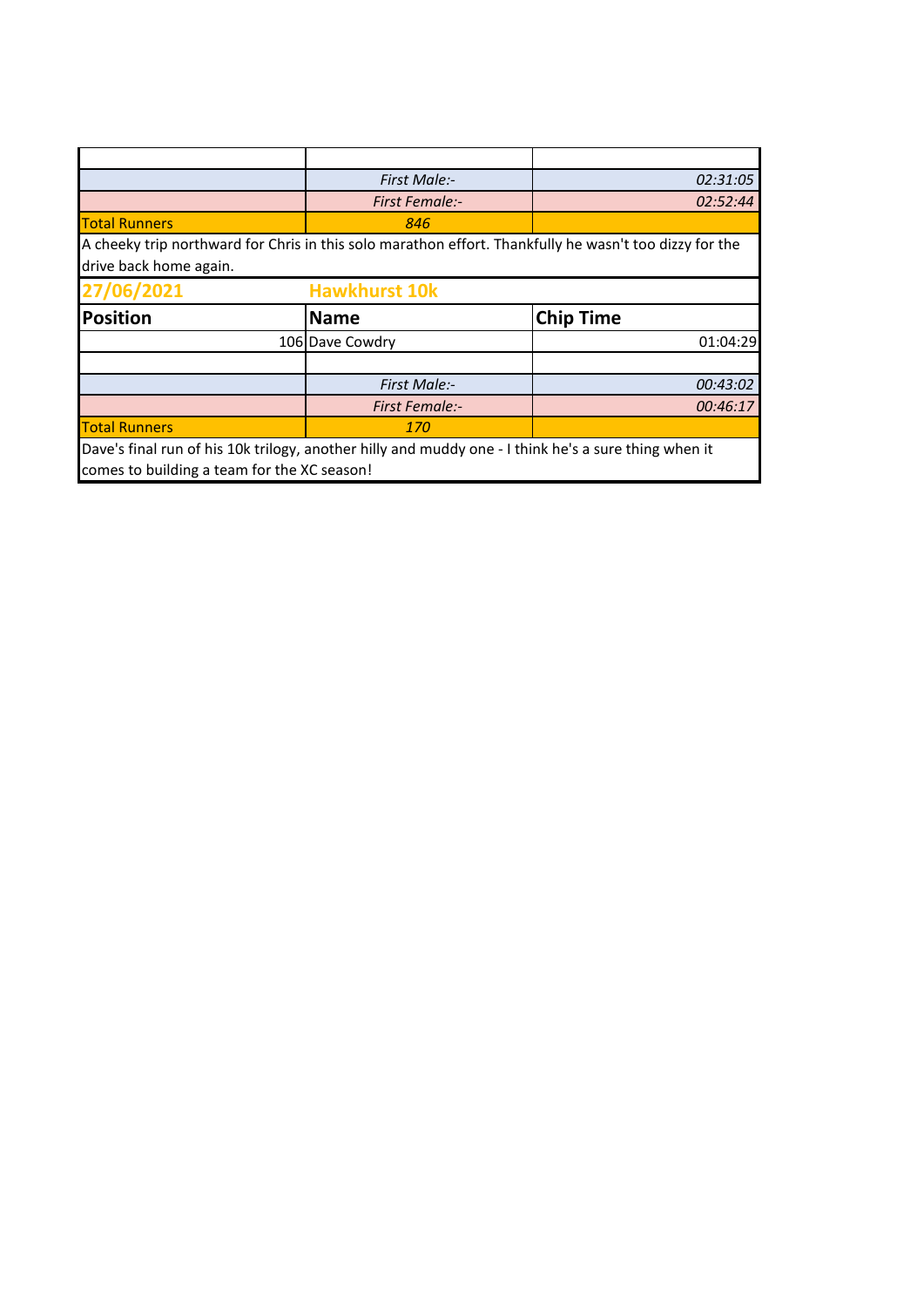| | | |
|---|---|---|
| | | |
| | *First Male:-* | *02:31:05* |
| | *First Female:-* | *02:52:44* |
| Total Runners | *846* | |

A cheeky trip northward for Chris in this solo marathon effort. Thankfully he wasn't too dizzy for the drive back home again.

## 27/06/2021 Hawkhurst 10k

| Position | Name | Chip Time |
|---|---|---|
| 106 | Dave Cowdry | 01:04:29 |
| | | |
| | *First Male:-* | *00:43:02* |
| | *First Female:-* | *00:46:17* |
| Total Runners | *170* | |

Dave's final run of his 10k trilogy, another hilly and muddy one - I think he's a sure thing when it comes to building a team for the XC season!